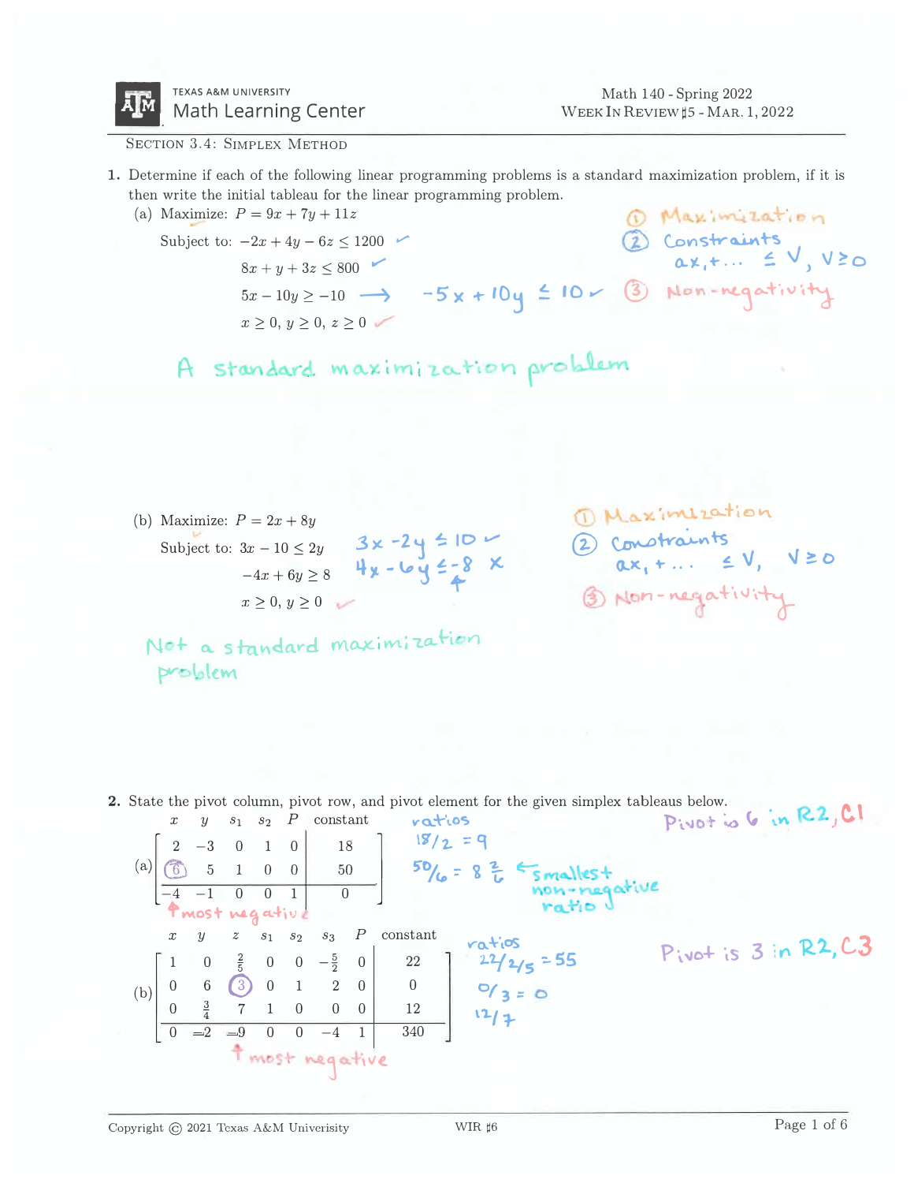Math 140 - Spring 2022
WEEK IN REVIEW #5 - MAR. 1, 2022

Texas A&M University Math Learning Center

## Section 3.4: Simplex Method

1. Determine if each of the following linear programming problems is a standard maximization problem, if it is then write the initial tableau for the linear programming problem.

(a) Maximize: $P = 9x + 7y + 11z$

Subject to: $-2x + 4y - 6z \leq 1200$ ✓

$8x + y + 3z \leq 800$ ✓

$5x - 10y \geq -10 \longrightarrow -5x + 10y \leq 10$ ✓

$x \geq 0,\ y \geq 0,\ z \geq 0$ ✓

① Maximization
② Constraints $ax_1 + \ldots \leq V,\ V \geq 0$
③ Non-negativity

A standard maximization problem

(b) Maximize: $P = 2x + 8y$

Subject to: $3x - 10 \leq 2y$ → $3x - 2y \leq 10$ ✓

$-4x + 6y \geq 8$ → $4x - 6y \leq -8$ ✗

$x \geq 0,\ y \geq 0$ ✓

① Maximization
② Constraints $ax_1 + \ldots \leq V,\ V \geq 0$
③ Non-negativity

Not a standard maximization problem

2. State the pivot column, pivot row, and pivot element for the given simplex tableaus below.

(a)

| $x$ | $y$ | $s_1$ | $s_2$ | $P$ | constant |
|---|---|---|---|---|---|
| 2 | −3 | 0 | 1 | 0 | 18 |
| (6) | 5 | 1 | 0 | 0 | 50 |
| −4 | −1 | 0 | 0 | 1 | 0 |

↑ most negative

ratios
$18/2 = 9$
$50/6 = 8\frac{2}{6}$ ← smallest non-negative ratio

Pivot is 6 in R2, C1

(b)

| $x$ | $y$ | $z$ | $s_1$ | $s_2$ | $s_3$ | $P$ | constant |
|---|---|---|---|---|---|---|---|
| 1 | 0 | $\frac{2}{5}$ | 0 | 0 | $-\frac{5}{2}$ | 0 | 22 |
| 0 | 6 | (3) | 0 | 1 | 2 | 0 | 0 |
| 0 | $\frac{3}{4}$ | 7 | 1 | 0 | 0 | 0 | 12 |
| 0 | −2 | −9 | 0 | 0 | −4 | 1 | 340 |

↑ most negative

ratios
$22/\frac{2}{5} = 55$
$0/3 = 0$
$12/7$

Pivot is 3 in R2, C3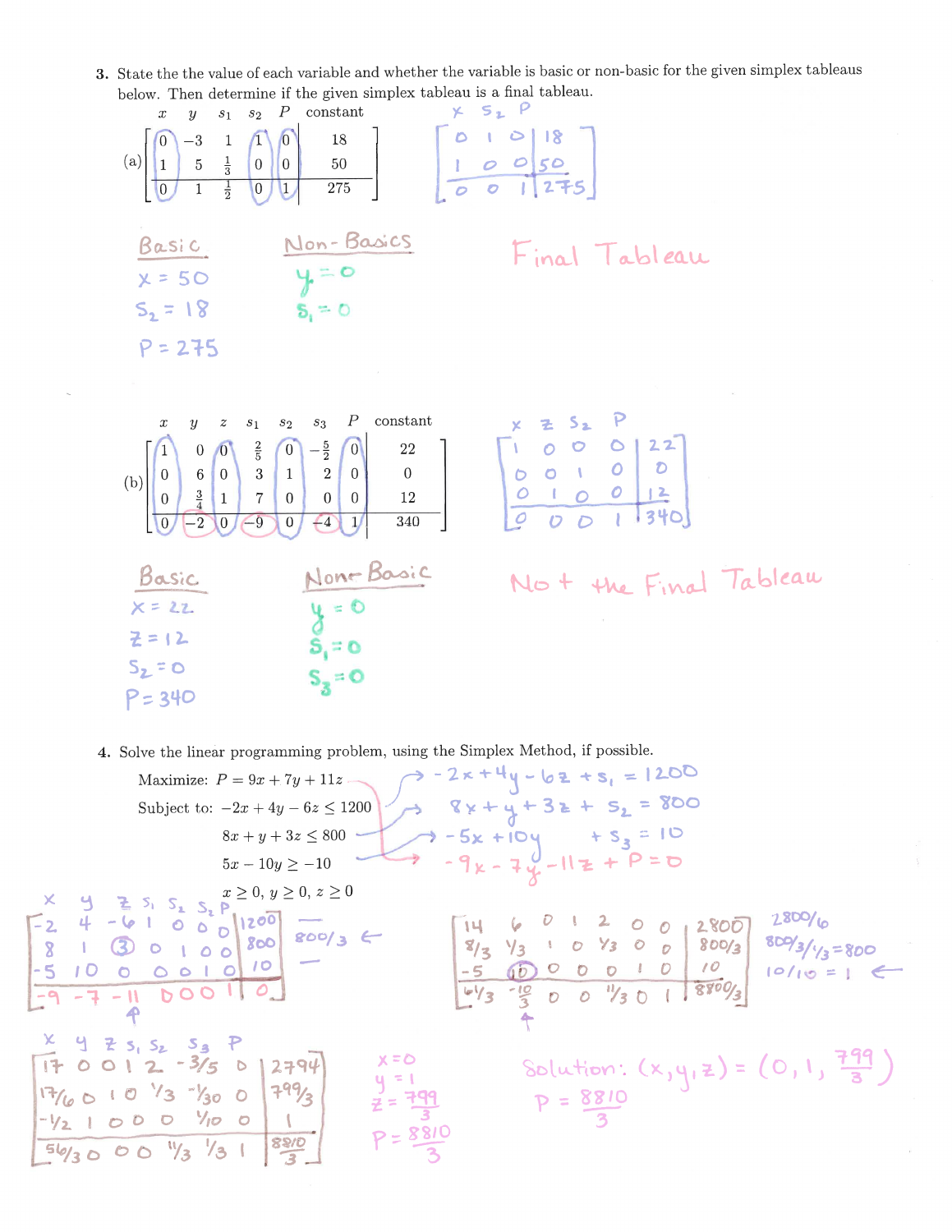**3.** State the the value of each variable and whether the variable is basic or non-basic for the given simplex tableaus below. Then determine if the given simplex tableau is a final tableau.

(a)

| $x$ | $y$ | $s_1$ | $s_2$ | $P$ | constant |
|---|---|---|---|---|---|
| 0 | −3 | 1 | 1 | 0 | 18 |
| 1 | 5 | $\frac{1}{3}$ | 0 | 0 | 50 |
| 0 | 1 | $\frac{1}{2}$ | 0 | 1 | 275 |

| $x$ | $s_2$ | $P$ | |
|---|---|---|---|
| 0 | 1 | 0 | 18 |
| 1 | 0 | 0 | 50 |
| 0 | 0 | 1 | 275 |

Basic: $x = 50$, $s_2 = 18$, $P = 275$

Non-Basics: $y = 0$, $s_1 = 0$

Final Tableau

(b)

| $x$ | $y$ | $z$ | $s_1$ | $s_2$ | $s_3$ | $P$ | constant |
|---|---|---|---|---|---|---|---|
| 1 | 0 | 0 | $\frac{2}{5}$ | 0 | $-\frac{5}{2}$ | 0 | 22 |
| 0 | 6 | 0 | 3 | 1 | 2 | 0 | 0 |
| 0 | $\frac{3}{4}$ | 1 | 7 | 0 | 0 | 0 | 12 |
| 0 | −2 | 0 | −9 | 0 | −4 | 1 | 340 |

| $x$ | $z$ | $s_2$ | $P$ | |
|---|---|---|---|---|
| 1 | 0 | 0 | 0 | 22 |
| 0 | 0 | 1 | 0 | 0 |
| 0 | 1 | 0 | 0 | 12 |
| 0 | 0 | 0 | 1 | 340 |

Basic: $x = 22$, $z = 12$, $s_2 = 0$, $P = 340$

Non-Basic: $y = 0$, $s_1 = 0$, $s_3 = 0$

Not the Final Tableau

**4.** Solve the linear programming problem, using the Simplex Method, if possible.

Maximize: $P = 9x + 7y + 11z$

Subject to: $-2x + 4y - 6z \leq 1200$

$8x + y + 3z \leq 800$

$5x - 10y \geq -10$

$x \geq 0,\ y \geq 0,\ z \geq 0$

$-2x + 4y - 6z + s_1 = 1200$

$8x + y + 3z + s_2 = 800$

$-5x + 10y + s_3 = 10$

$-9x - 7y - 11z + P = 0$

| $x$ | $y$ | $z$ | $s_1$ | $s_2$ | $s_3$ | $P$ | | |
|---|---|---|---|---|---|---|---|---|
| −2 | 4 | −6 | 1 | 0 | 0 | 0 | 1200 | — |
| 8 | 1 | (3) | 0 | 1 | 0 | 0 | 800 | 800/3 ← |
| −5 | 10 | 0 | 0 | 0 | 1 | 0 | 10 | — |
| −9 | −7 | −11 | 0 | 0 | 0 | 1 | 0 | |

| | | | | | | | | |
|---|---|---|---|---|---|---|---|---|
| 14 | 6 | 0 | 1 | 2 | 0 | 0 | 2800 | 2800/6 |
| 8/3 | 1/3 | 1 | 0 | 1/3 | 0 | 0 | 800/3 | 800/3 / 1/3 = 800 |
| −5 | (10) | 0 | 0 | 0 | 1 | 0 | 10 | 10/10 = 1 ← |
| 6/3 | −10/3 | 0 | 0 | 11/3 | 0 | 1 | 8800/3 | |

| $x$ | $y$ | $z$ | $s_1$ | $s_2$ | $s_3$ | $P$ | |
|---|---|---|---|---|---|---|---|
| 17 | 0 | 0 | 1 | 2 | −3/5 | 0 | 2794 |
| 17/6 | 0 | 1 | 0 | 1/3 | −1/30 | 0 | 799/3 |
| −1/2 | 1 | 0 | 0 | 0 | 1/10 | 0 | 1 |
| 56/30 | 0 | 0 | 0 | 11/3 | 1/3 | 1 | 8810/3 |

$x = 0$, $y = 1$, $z = \frac{799}{3}$, $P = \frac{8810}{3}$

Solution: $(x, y, z) = \left(0, 1, \frac{799}{3}\right)$

$P = \frac{8810}{3}$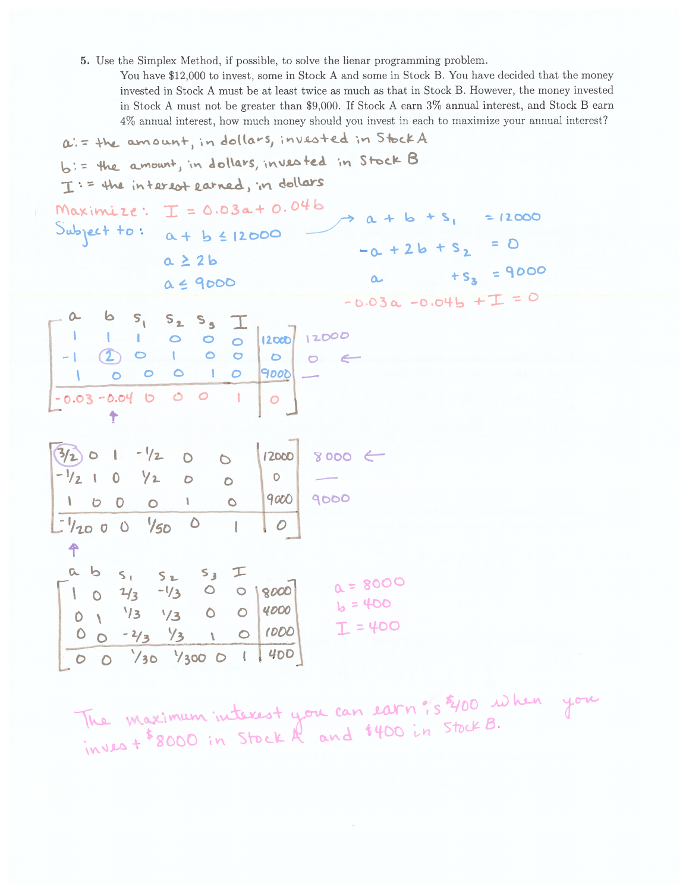**5.** Use the Simplex Method, if possible, to solve the lienar programming problem.

You have \$12,000 to invest, some in Stock A and some in Stock B. You have decided that the money invested in Stock A must be at least twice as much as that in Stock B. However, the money invested in Stock A must not be greater than \$9,000. If Stock A earn 3% annual interest, and Stock B earn 4% annual interest, how much money should you invest in each to maximize your annual interest?

$a :=$ the amount, in dollars, invested in Stock A

$b :=$ the amount, in dollars, invested in Stock B

$I :=$ the interest earned, in dollars

Maximize: $I = 0.03a + 0.04b$

Subject to:

$a + b \leq 12000$

$a \geq 2b$

$a \leq 9000$

$$a + b + s_1 = 12000$$
$$-a + 2b + s_2 = 0$$
$$a + s_3 = 9000$$
$$-0.03a - 0.04b + I = 0$$

| $a$ | $b$ | $s_1$ | $s_2$ | $s_3$ | $I$ | | |
|---|---|---|---|---|---|---|---|
| 1 | 1 | 1 | 0 | 0 | 0 | 12000 | 12000 |
| -1 | (2) | 0 | 1 | 0 | 0 | 0 | 0 ← |
| 1 | 0 | 0 | 0 | 1 | 0 | 9000 | — |
| -0.03 | -0.04 ↑ | 0 | 0 | 0 | 1 | 0 | |

| | | | | | | | |
|---|---|---|---|---|---|---|---|
| (3/2) | 0 | 1 | -1/2 | 0 | 0 | 12000 | 8000 ← |
| -1/2 | 1 | 0 | 1/2 | 0 | 0 | 0 | — |
| 1 | 0 | 0 | 0 | 1 | 0 | 9000 | 9000 |
| -1/20 ↑ | 0 | 0 | 1/50 | 0 | 1 | 0 | |

| $a$ | $b$ | $s_1$ | $s_2$ | $s_3$ | $I$ | |
|---|---|---|---|---|---|---|
| 1 | 0 | 2/3 | -1/3 | 0 | 0 | 8000 |
| 0 | 1 | 1/3 | 1/3 | 0 | 0 | 4000 |
| 0 | 0 | -2/3 | 1/3 | 1 | 0 | 1000 |
| 0 | 0 | 1/30 | 1/300 | 0 | 1 | 400 |

$a = 8000$

$b = 400$

$I = 400$

The maximum interest you can earn is \$400 when you invest \$8000 in Stock A and \$400 in Stock B.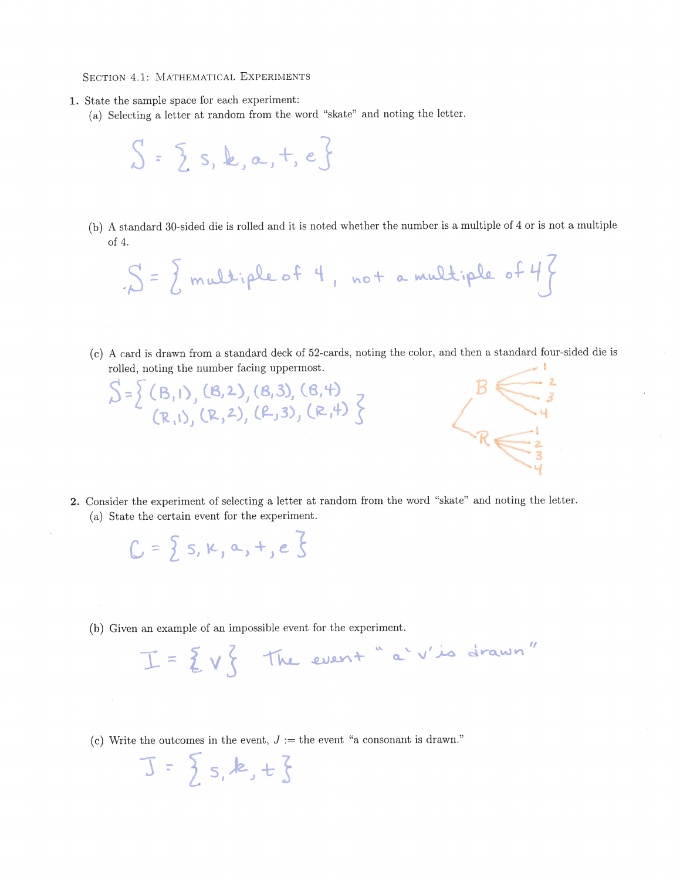### Section 4.1: Mathematical Experiments

**1.** State the sample space for each experiment:

(a) Selecting a letter at random from the word "skate" and noting the letter.

$S = \{s, k, a, t, e\}$

(b) A standard 30-sided die is rolled and it is noted whether the number is a multiple of 4 or is not a multiple of 4.

$S = \{\text{multiple of } 4, \text{ not a multiple of } 4\}$

(c) A card is drawn from a standard deck of 52-cards, noting the color, and then a standard four-sided die is rolled, noting the number facing uppermost.

$S = \{(B,1), (B,2), (B,3), (B,4), (R,1), (R,2), (R,3), (R,4)\}$

Tree diagram: B → 1, 2, 3, 4; R → 1, 2, 3, 4

**2.** Consider the experiment of selecting a letter at random from the word "skate" and noting the letter.

(a) State the certain event for the experiment.

$C = \{s, k, a, t, e\}$

(b) Given an example of an impossible event for the experiment.

$I = \{v\}$ The event "a 'v' is drawn"

(c) Write the outcomes in the event, $J :=$ the event "a consonant is drawn."

$J = \{s, k, t\}$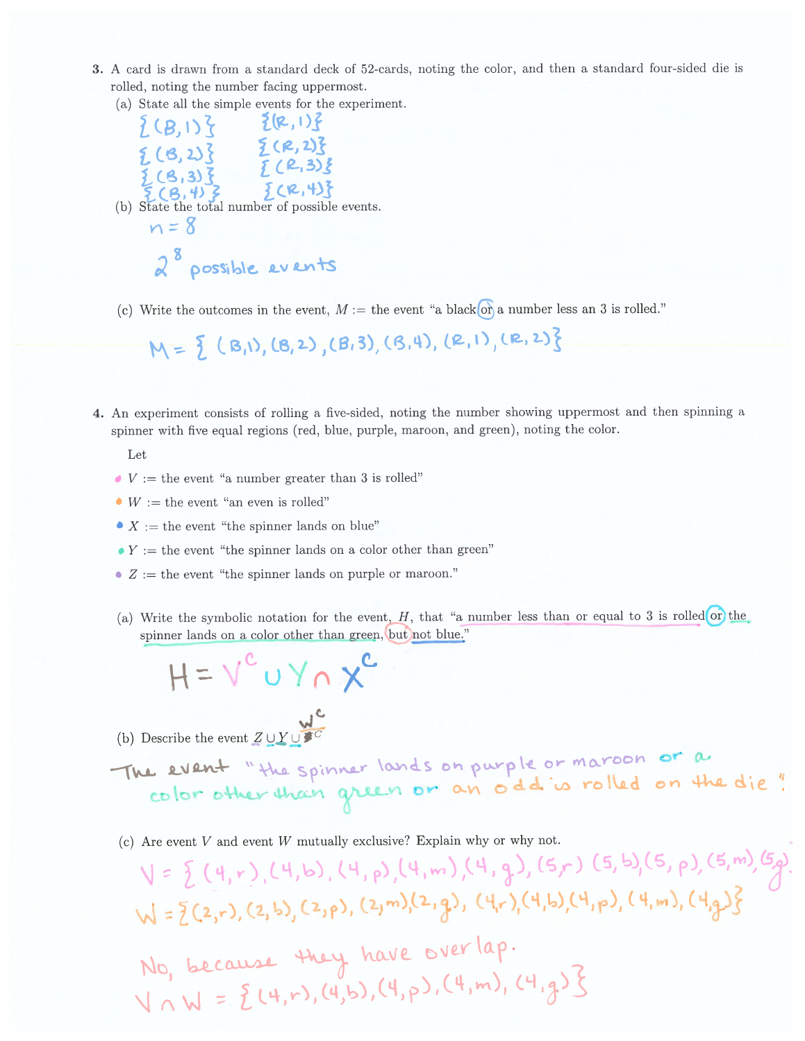**3.** A card is drawn from a standard deck of 52-cards, noting the color, and then a standard four-sided die is rolled, noting the number facing uppermost.

(a) State all the simple events for the experiment.

$\{(B,1)\}$ $\{(R,1)\}$

$\{(B,2)\}$ $\{(R,2)\}$

$\{(B,3)\}$ $\{(R,3)\}$

$\{(B,4)\}$ $\{(R,4)\}$

(b) State the total number of possible events.

$n = 8$

$2^8$ possible events

(c) Write the outcomes in the event, $M :=$ the event "a black or a number less an 3 is rolled."

$M = \{(B,1), (B,2), (B,3), (B,4), (R,1), (R,2)\}$

**4.** An experiment consists of rolling a five-sided, noting the number showing uppermost and then spinning a spinner with five equal regions (red, blue, purple, maroon, and green), noting the color.

Let

- $V :=$ the event "a number greater than 3 is rolled"
- $W :=$ the event "an even is rolled"
- $X :=$ the event "the spinner lands on blue"
- $Y :=$ the event "the spinner lands on a color other than green"
- $Z :=$ the event "the spinner lands on purple or maroon."

(a) Write the symbolic notation for the event, $H$, that "a number less than or equal to 3 is rolled or the spinner lands on a color other than green, but not blue."

$H = V^c \cup Y \cap X^c$

(b) Describe the event $Z \cup Y \cup W^c$

The event "the spinner lands on purple or maroon or a color other than green or an odd is rolled on the die".

(c) Are event $V$ and event $W$ mutually exclusive? Explain why or why not.

$V = \{(4,r), (4,b), (4,p), (4,m), (4,g), (5,r), (5,b), (5,p), (5,m), (5,g)\}$

$W = \{(2,r), (2,b), (2,p), (2,m), (2,g), (4,r), (4,b), (4,p), (4,m), (4,g)\}$

No, because they have overlap.

$V \cap W = \{(4,r), (4,b), (4,p), (4,m), (4,g)\}$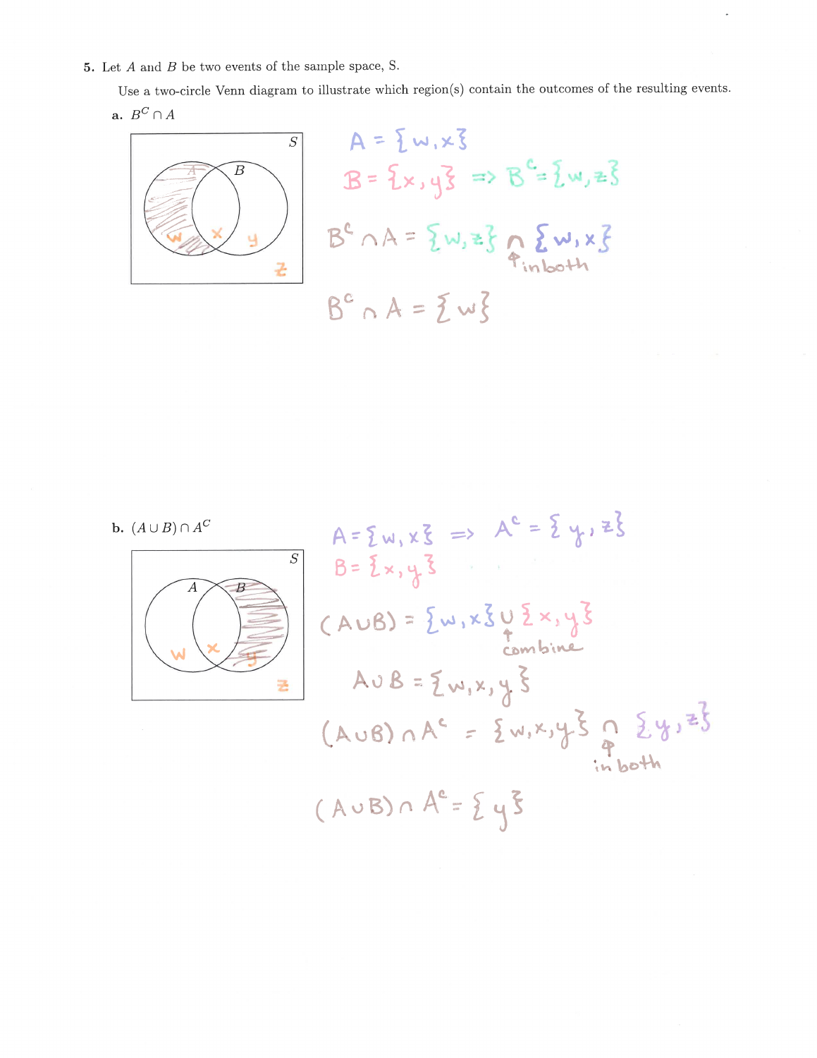**5.** Let $A$ and $B$ be two events of the sample space, S.

Use a two-circle Venn diagram to illustrate which region(s) contain the outcomes of the resulting events.

**a.** $B^C \cap A$

S

A B

w x y

z

$A = \{w, x\}$

$B = \{x, y\} \Rightarrow B^c = \{w, z\}$

$B^c \cap A = \{w, z\} \cap \{w, x\}$

↑ in both

$B^c \cap A = \{w\}$

**b.** $(A \cup B) \cap A^C$

S

A B

w x y

z

$A = \{w, x\} \Rightarrow A^c = \{y, z\}$

$B = \{x, y\}$

$(A \cup B) = \{w, x\} \cup \{x, y\}$

↑ combine

$A \cup B = \{w, x, y\}$

$(A \cup B) \cap A^c = \{w, x, y\} \cap \{y, z\}$

↑ in both

$(A \cup B) \cap A^c = \{y\}$